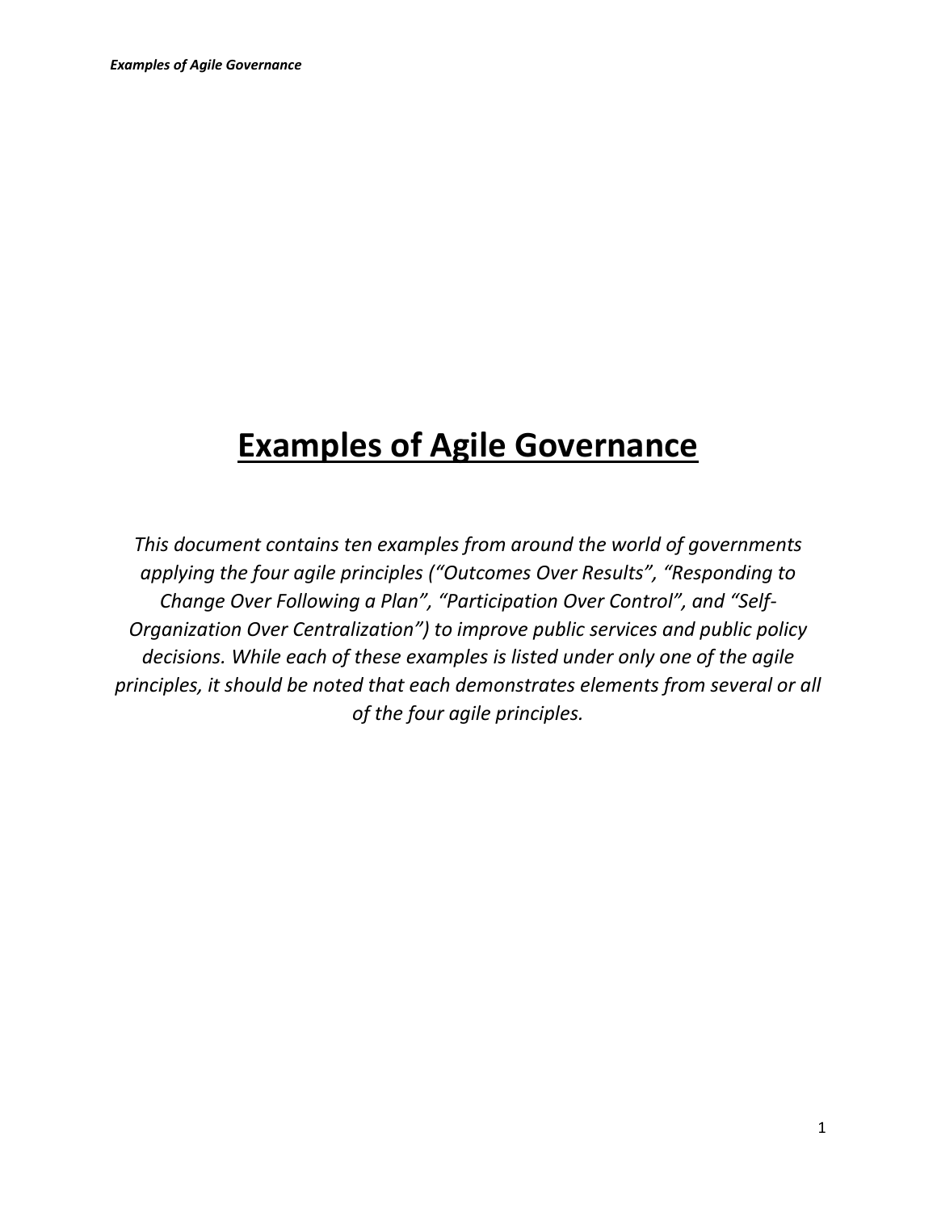# Examples of Agile Governance

*This document contains ten examples from around the world of governments applying the four agile principles ("Outcomes Over Results", "Responding to Change Over Following a Plan", "Participation Over Control", and "Self-Organization Over Centralization") to improve public services and public policy decisions. While each of these examples is listed under only one of the agile principles, it should be noted that each demonstrates elements from several or all of the four agile principles.*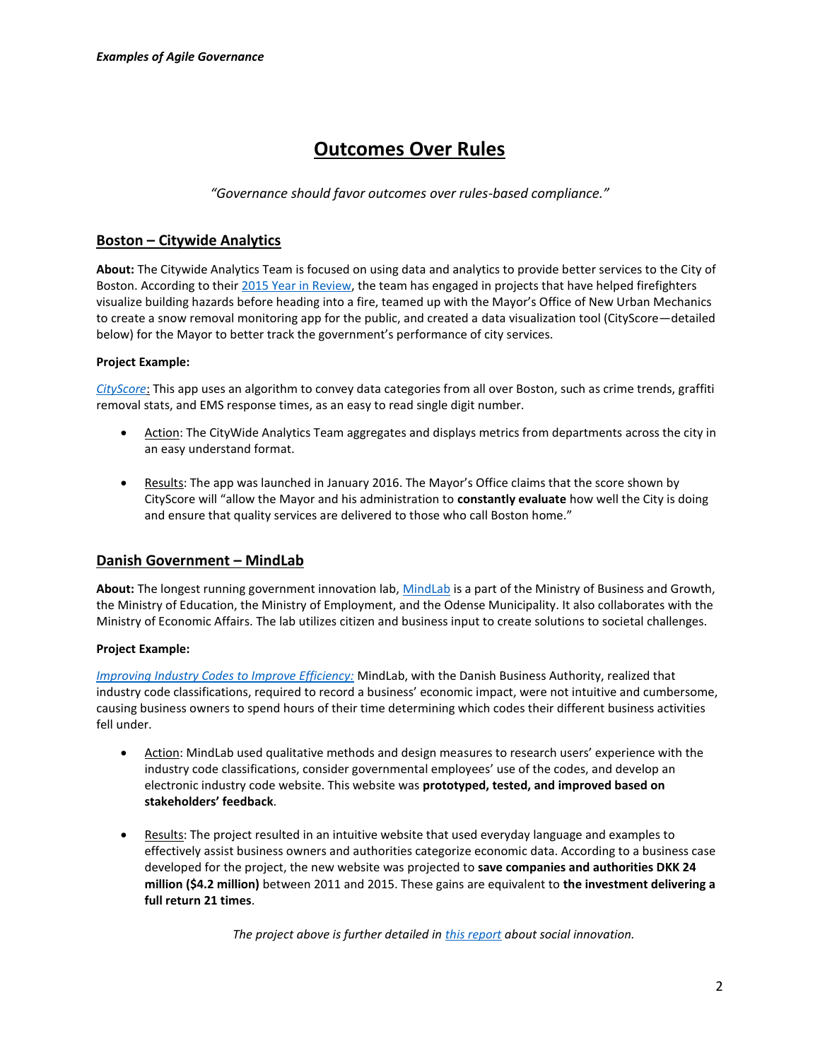# Outcomes Over Rules

*"Governance should favor outcomes over rules-based compliance."*

## Boston – Citywide Analytics

**About:** The Citywide Analytics Team is focused on using data and analytics to provide better services to the City of Boston. According to their 2015 Year in Review, the team has engaged in projects that have helped firefighters visualize building hazards before heading into a fire, teamed up with the Mayor's Office of New Urban Mechanics to create a snow removal monitoring app for the public, and created a data visualization tool (CityScore—detailed below) for the Mayor to better track the government's performance of city services.

**Project Example:**

*CityScore*: This app uses an algorithm to convey data categories from all over Boston, such as crime trends, graffiti removal stats, and EMS response times, as an easy to read single digit number.

- Action: The CityWide Analytics Team aggregates and displays metrics from departments across the city in an easy understand format.
- Results: The app was launched in January 2016. The Mayor's Office claims that the score shown by CityScore will "allow the Mayor and his administration to **constantly evaluate** how well the City is doing and ensure that quality services are delivered to those who call Boston home."

## Danish Government – MindLab

**About:** The longest running government innovation lab, MindLab is a part of the Ministry of Business and Growth, the Ministry of Education, the Ministry of Employment, and the Odense Municipality. It also collaborates with the Ministry of Economic Affairs. The lab utilizes citizen and business input to create solutions to societal challenges.

**Project Example:**

*Improving Industry Codes to Improve Efficiency:* MindLab, with the Danish Business Authority, realized that industry code classifications, required to record a business' economic impact, were not intuitive and cumbersome, causing business owners to spend hours of their time determining which codes their different business activities fell under.

- Action: MindLab used qualitative methods and design measures to research users' experience with the industry code classifications, consider governmental employees' use of the codes, and develop an electronic industry code website. This website was **prototyped, tested, and improved based on stakeholders' feedback**.
- Results: The project resulted in an intuitive website that used everyday language and examples to effectively assist business owners and authorities categorize economic data. According to a business case developed for the project, the new website was projected to **save companies and authorities DKK 24 million ($4.2 million)** between 2011 and 2015. These gains are equivalent to **the investment delivering a full return 21 times**.

*The project above is further detailed in this report about social innovation.*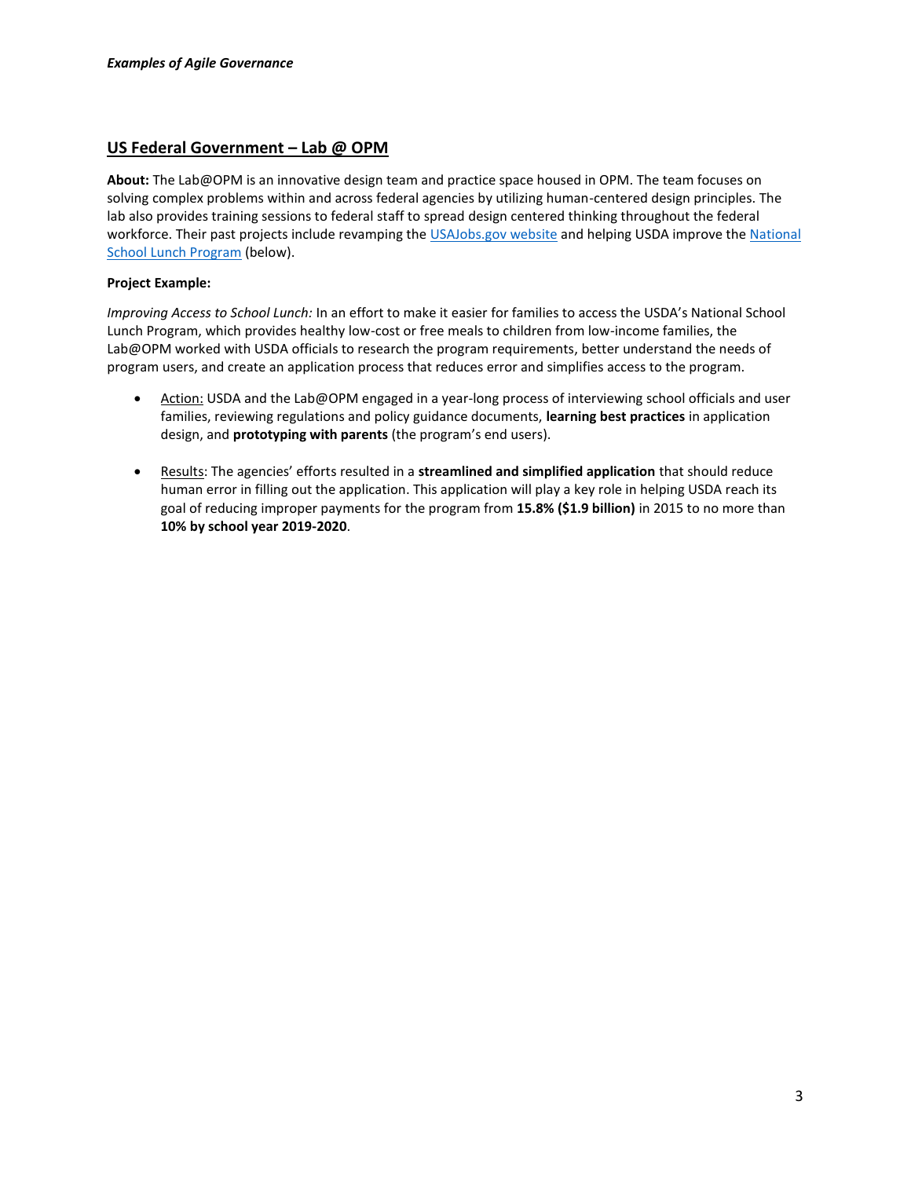*Examples of Agile Governance*

## US Federal Government – Lab @ OPM

**About:** The Lab@OPM is an innovative design team and practice space housed in OPM. The team focuses on solving complex problems within and across federal agencies by utilizing human-centered design principles. The lab also provides training sessions to federal staff to spread design centered thinking throughout the federal workforce. Their past projects include revamping the USAJobs.gov website and helping USDA improve the National School Lunch Program (below).

**Project Example:**

*Improving Access to School Lunch:* In an effort to make it easier for families to access the USDA's National School Lunch Program, which provides healthy low-cost or free meals to children from low-income families, the Lab@OPM worked with USDA officials to research the program requirements, better understand the needs of program users, and create an application process that reduces error and simplifies access to the program.

- Action: USDA and the Lab@OPM engaged in a year-long process of interviewing school officials and user families, reviewing regulations and policy guidance documents, **learning best practices** in application design, and **prototyping with parents** (the program's end users).
- Results: The agencies' efforts resulted in a **streamlined and simplified application** that should reduce human error in filling out the application. This application will play a key role in helping USDA reach its goal of reducing improper payments for the program from **15.8% ($1.9 billion)** in 2015 to no more than **10% by school year 2019-2020**.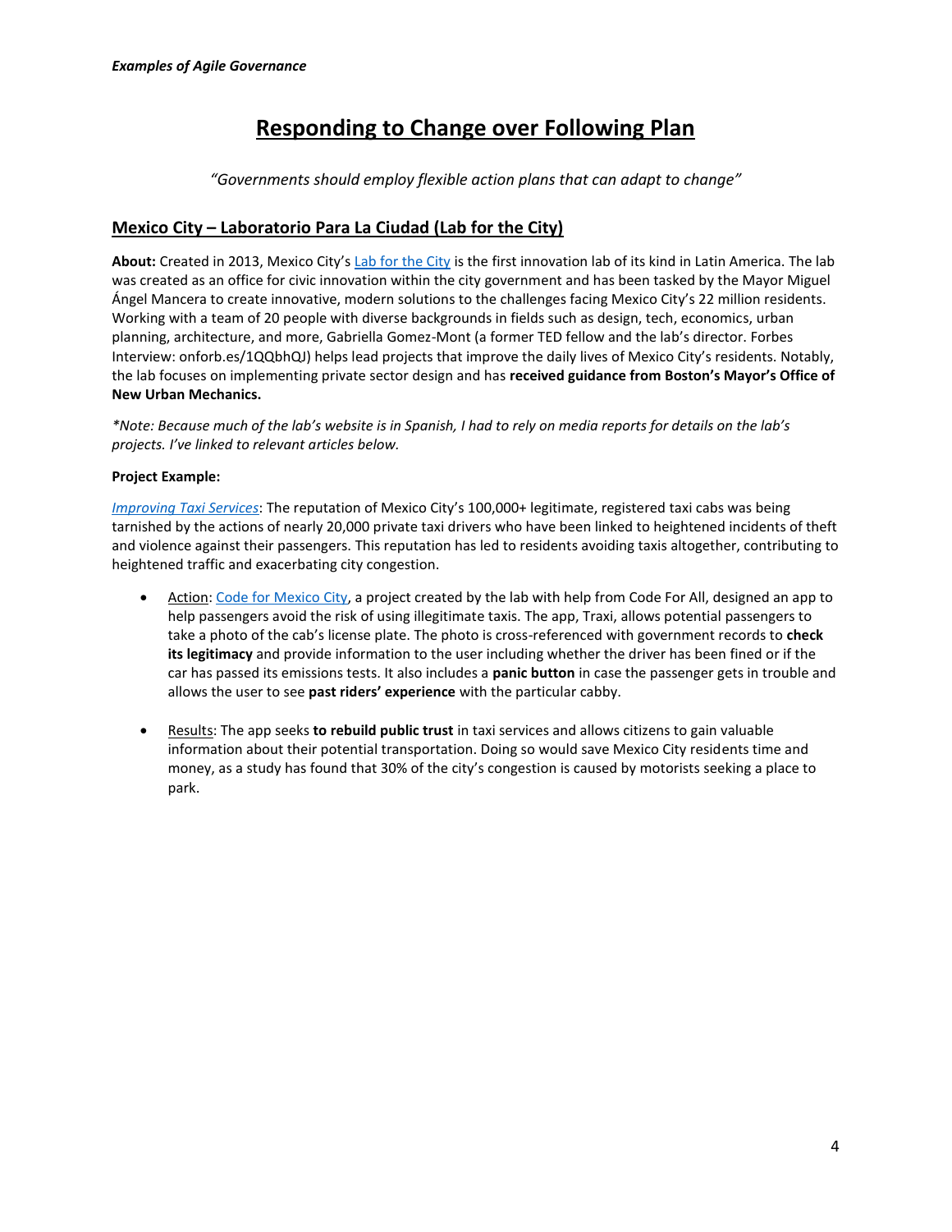## Responding to Change over Following Plan

*"Governments should employ flexible action plans that can adapt to change"*

### Mexico City – Laboratorio Para La Ciudad (Lab for the City)

**About:** Created in 2013, Mexico City's Lab for the City is the first innovation lab of its kind in Latin America. The lab was created as an office for civic innovation within the city government and has been tasked by the Mayor Miguel Ángel Mancera to create innovative, modern solutions to the challenges facing Mexico City's 22 million residents. Working with a team of 20 people with diverse backgrounds in fields such as design, tech, economics, urban planning, architecture, and more, Gabriella Gomez-Mont (a former TED fellow and the lab's director. Forbes Interview: onforb.es/1QQbhQJ) helps lead projects that improve the daily lives of Mexico City's residents. Notably, the lab focuses on implementing private sector design and has **received guidance from Boston's Mayor's Office of New Urban Mechanics.**

*\*Note: Because much of the lab's website is in Spanish, I had to rely on media reports for details on the lab's projects. I've linked to relevant articles below.*

**Project Example:**

*Improving Taxi Services*: The reputation of Mexico City's 100,000+ legitimate, registered taxi cabs was being tarnished by the actions of nearly 20,000 private taxi drivers who have been linked to heightened incidents of theft and violence against their passengers. This reputation has led to residents avoiding taxis altogether, contributing to heightened traffic and exacerbating city congestion.

- Action: Code for Mexico City, a project created by the lab with help from Code For All, designed an app to help passengers avoid the risk of using illegitimate taxis. The app, Traxi, allows potential passengers to take a photo of the cab's license plate. The photo is cross-referenced with government records to **check its legitimacy** and provide information to the user including whether the driver has been fined or if the car has passed its emissions tests. It also includes a **panic button** in case the passenger gets in trouble and allows the user to see **past riders' experience** with the particular cabby.

- Results: The app seeks **to rebuild public trust** in taxi services and allows citizens to gain valuable information about their potential transportation. Doing so would save Mexico City residents time and money, as a study has found that 30% of the city's congestion is caused by motorists seeking a place to park.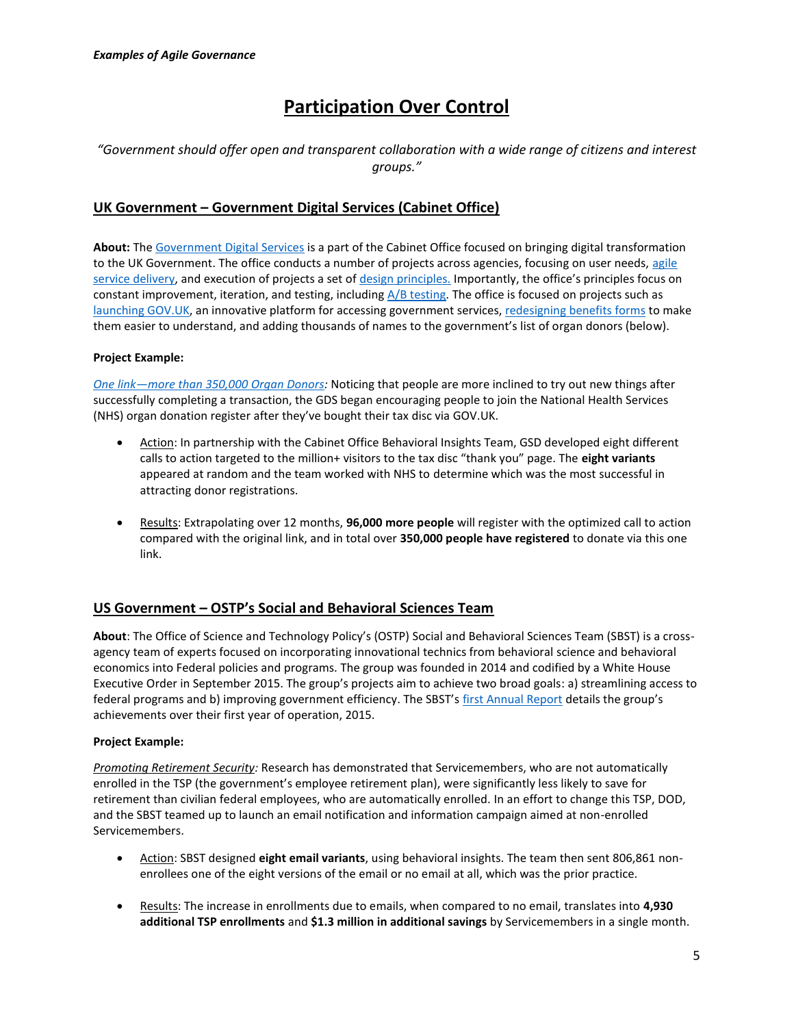# Participation Over Control

*"Government should offer open and transparent collaboration with a wide range of citizens and interest groups."*

## UK Government – Government Digital Services (Cabinet Office)

**About:** The Government Digital Services is a part of the Cabinet Office focused on bringing digital transformation to the UK Government. The office conducts a number of projects across agencies, focusing on user needs, agile service delivery, and execution of projects a set of design principles. Importantly, the office's principles focus on constant improvement, iteration, and testing, including A/B testing. The office is focused on projects such as launching GOV.UK, an innovative platform for accessing government services, redesigning benefits forms to make them easier to understand, and adding thousands of names to the government's list of organ donors (below).

**Project Example:**

*One link—more than 350,000 Organ Donors:* Noticing that people are more inclined to try out new things after successfully completing a transaction, the GDS began encouraging people to join the National Health Services (NHS) organ donation register after they've bought their tax disc via GOV.UK.

- Action: In partnership with the Cabinet Office Behavioral Insights Team, GSD developed eight different calls to action targeted to the million+ visitors to the tax disc "thank you" page. The **eight variants** appeared at random and the team worked with NHS to determine which was the most successful in attracting donor registrations.

- Results: Extrapolating over 12 months, **96,000 more people** will register with the optimized call to action compared with the original link, and in total over **350,000 people have registered** to donate via this one link.

## US Government – OSTP's Social and Behavioral Sciences Team

**About**: The Office of Science and Technology Policy's (OSTP) Social and Behavioral Sciences Team (SBST) is a cross-agency team of experts focused on incorporating innovational technics from behavioral science and behavioral economics into Federal policies and programs. The group was founded in 2014 and codified by a White House Executive Order in September 2015. The group's projects aim to achieve two broad goals: a) streamlining access to federal programs and b) improving government efficiency. The SBST's first Annual Report details the group's achievements over their first year of operation, 2015.

**Project Example:**

*Promoting Retirement Security:* Research has demonstrated that Servicemembers, who are not automatically enrolled in the TSP (the government's employee retirement plan), were significantly less likely to save for retirement than civilian federal employees, who are automatically enrolled. In an effort to change this TSP, DOD, and the SBST teamed up to launch an email notification and information campaign aimed at non-enrolled Servicemembers.

- Action: SBST designed **eight email variants**, using behavioral insights. The team then sent 806,861 non-enrollees one of the eight versions of the email or no email at all, which was the prior practice.

- Results: The increase in enrollments due to emails, when compared to no email, translates into **4,930 additional TSP enrollments** and **$1.3 million in additional savings** by Servicemembers in a single month.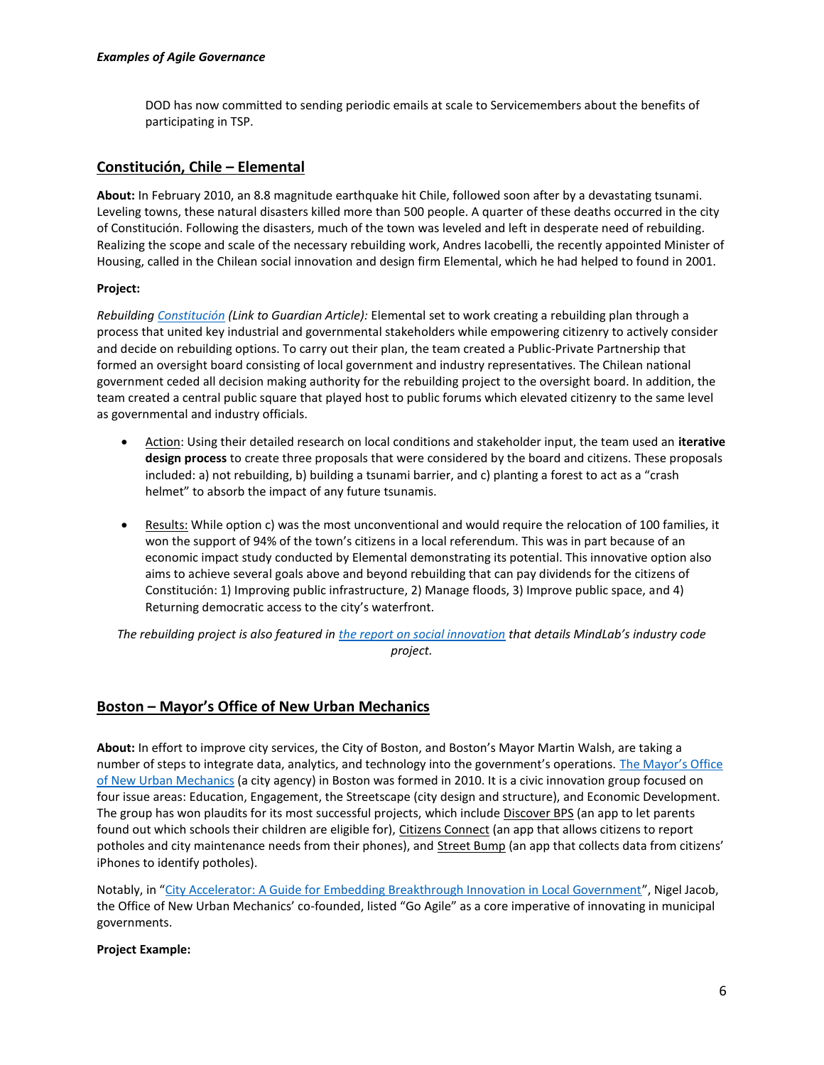DOD has now committed to sending periodic emails at scale to Servicemembers about the benefits of participating in TSP.

## Constitución, Chile – Elemental

**About:** In February 2010, an 8.8 magnitude earthquake hit Chile, followed soon after by a devastating tsunami. Leveling towns, these natural disasters killed more than 500 people. A quarter of these deaths occurred in the city of Constitución. Following the disasters, much of the town was leveled and left in desperate need of rebuilding. Realizing the scope and scale of the necessary rebuilding work, Andres Iacobelli, the recently appointed Minister of Housing, called in the Chilean social innovation and design firm Elemental, which he had helped to found in 2001.

**Project:**

*Rebuilding* *Constitución* *(Link to Guardian Article):* Elemental set to work creating a rebuilding plan through a process that united key industrial and governmental stakeholders while empowering citizenry to actively consider and decide on rebuilding options. To carry out their plan, the team created a Public-Private Partnership that formed an oversight board consisting of local government and industry representatives. The Chilean national government ceded all decision making authority for the rebuilding project to the oversight board. In addition, the team created a central public square that played host to public forums which elevated citizenry to the same level as governmental and industry officials.

- Action: Using their detailed research on local conditions and stakeholder input, the team used an **iterative design process** to create three proposals that were considered by the board and citizens. These proposals included: a) not rebuilding, b) building a tsunami barrier, and c) planting a forest to act as a "crash helmet" to absorb the impact of any future tsunamis.

- Results: While option c) was the most unconventional and would require the relocation of 100 families, it won the support of 94% of the town's citizens in a local referendum. This was in part because of an economic impact study conducted by Elemental demonstrating its potential. This innovative option also aims to achieve several goals above and beyond rebuilding that can pay dividends for the citizens of Constitución: 1) Improving public infrastructure, 2) Manage floods, 3) Improve public space, and 4) Returning democratic access to the city's waterfront.

*The rebuilding project is also featured in the report on social innovation that details MindLab's industry code project.*

## Boston – Mayor's Office of New Urban Mechanics

**About:** In effort to improve city services, the City of Boston, and Boston's Mayor Martin Walsh, are taking a number of steps to integrate data, analytics, and technology into the government's operations. The Mayor's Office of New Urban Mechanics (a city agency) in Boston was formed in 2010. It is a civic innovation group focused on four issue areas: Education, Engagement, the Streetscape (city design and structure), and Economic Development. The group has won plaudits for its most successful projects, which include Discover BPS (an app to let parents found out which schools their children are eligible for), Citizens Connect (an app that allows citizens to report potholes and city maintenance needs from their phones), and Street Bump (an app that collects data from citizens' iPhones to identify potholes).

Notably, in "City Accelerator: A Guide for Embedding Breakthrough Innovation in Local Government", Nigel Jacob, the Office of New Urban Mechanics' co-founded, listed "Go Agile" as a core imperative of innovating in municipal governments.

**Project Example:**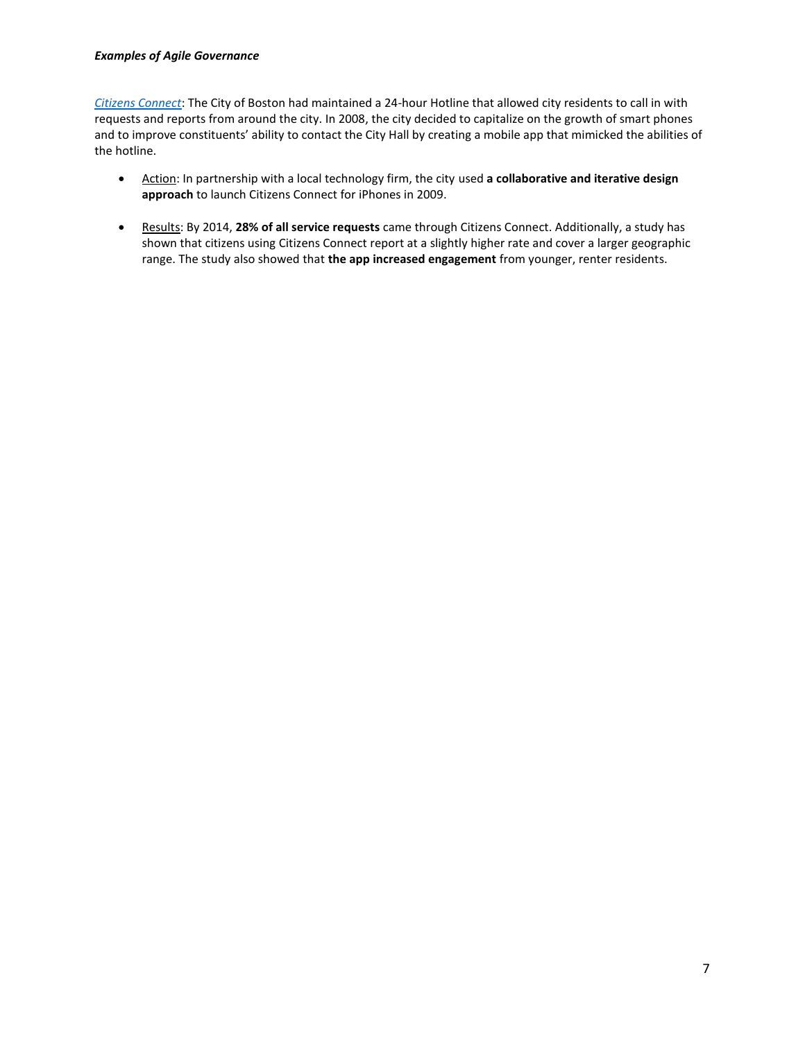***Examples of Agile Governance***

*Citizens Connect*: The City of Boston had maintained a 24-hour Hotline that allowed city residents to call in with requests and reports from around the city. In 2008, the city decided to capitalize on the growth of smart phones and to improve constituents' ability to contact the City Hall by creating a mobile app that mimicked the abilities of the hotline.

- Action: In partnership with a local technology firm, the city used **a collaborative and iterative design approach** to launch Citizens Connect for iPhones in 2009.

- Results: By 2014, **28% of all service requests** came through Citizens Connect. Additionally, a study has shown that citizens using Citizens Connect report at a slightly higher rate and cover a larger geographic range. The study also showed that **the app increased engagement** from younger, renter residents.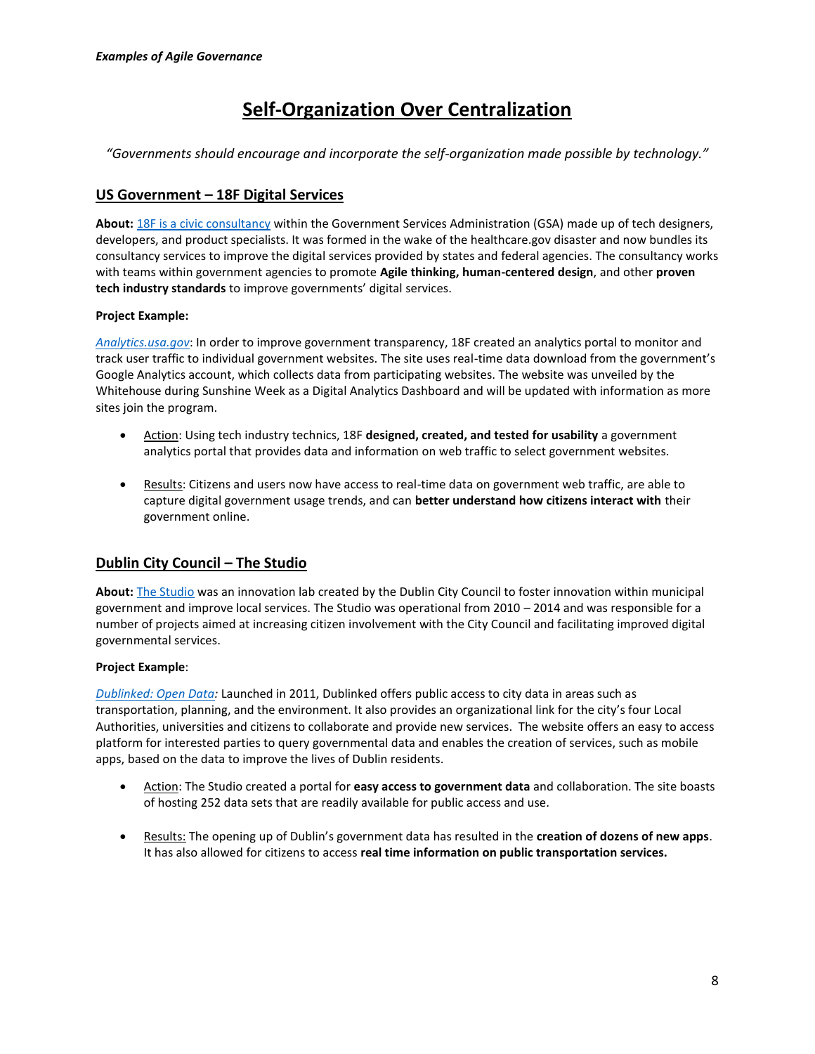# Self-Organization Over Centralization

*"Governments should encourage and incorporate the self-organization made possible by technology."*

## US Government – 18F Digital Services

**About:** 18F is a civic consultancy within the Government Services Administration (GSA) made up of tech designers, developers, and product specialists. It was formed in the wake of the healthcare.gov disaster and now bundles its consultancy services to improve the digital services provided by states and federal agencies. The consultancy works with teams within government agencies to promote **Agile thinking, human-centered design**, and other **proven tech industry standards** to improve governments' digital services.

**Project Example:**

*Analytics.usa.gov*: In order to improve government transparency, 18F created an analytics portal to monitor and track user traffic to individual government websites. The site uses real-time data download from the government's Google Analytics account, which collects data from participating websites. The website was unveiled by the Whitehouse during Sunshine Week as a Digital Analytics Dashboard and will be updated with information as more sites join the program.

- Action: Using tech industry technics, 18F **designed, created, and tested for usability** a government analytics portal that provides data and information on web traffic to select government websites.
- Results: Citizens and users now have access to real-time data on government web traffic, are able to capture digital government usage trends, and can **better understand how citizens interact with** their government online.

## Dublin City Council – The Studio

**About:** The Studio was an innovation lab created by the Dublin City Council to foster innovation within municipal government and improve local services. The Studio was operational from 2010 – 2014 and was responsible for a number of projects aimed at increasing citizen involvement with the City Council and facilitating improved digital governmental services.

**Project Example**:

*Dublinked: Open Data:* Launched in 2011, Dublinked offers public access to city data in areas such as transportation, planning, and the environment. It also provides an organizational link for the city's four Local Authorities, universities and citizens to collaborate and provide new services. The website offers an easy to access platform for interested parties to query governmental data and enables the creation of services, such as mobile apps, based on the data to improve the lives of Dublin residents.

- Action: The Studio created a portal for **easy access to government data** and collaboration. The site boasts of hosting 252 data sets that are readily available for public access and use.
- Results: The opening up of Dublin's government data has resulted in the **creation of dozens of new apps**. It has also allowed for citizens to access **real time information on public transportation services.**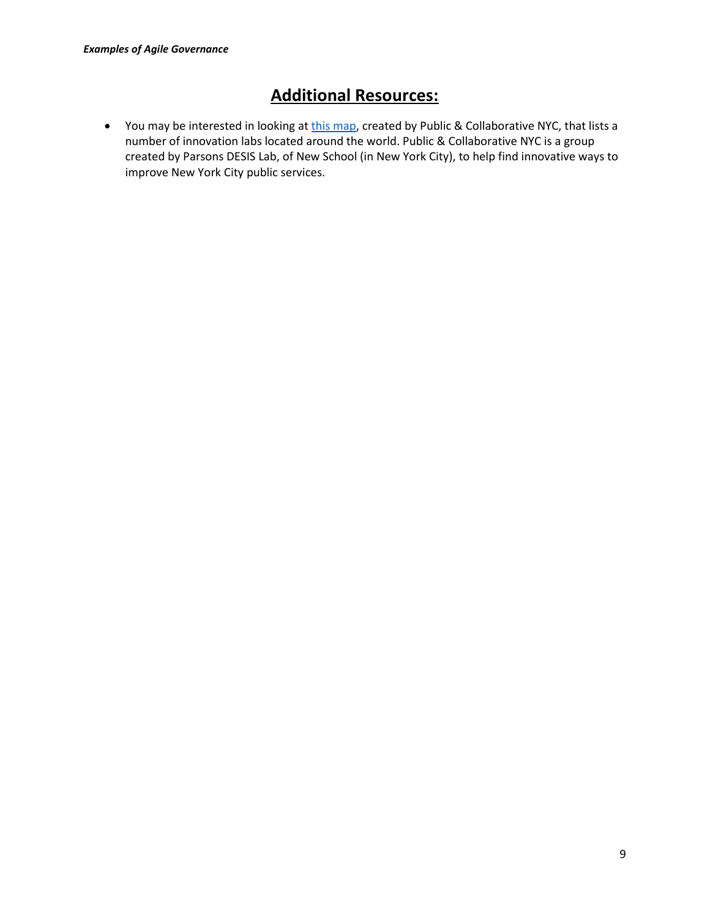## Additional Resources:

- You may be interested in looking at this map, created by Public & Collaborative NYC, that lists a number of innovation labs located around the world. Public & Collaborative NYC is a group created by Parsons DESIS Lab, of New School (in New York City), to help find innovative ways to improve New York City public services.